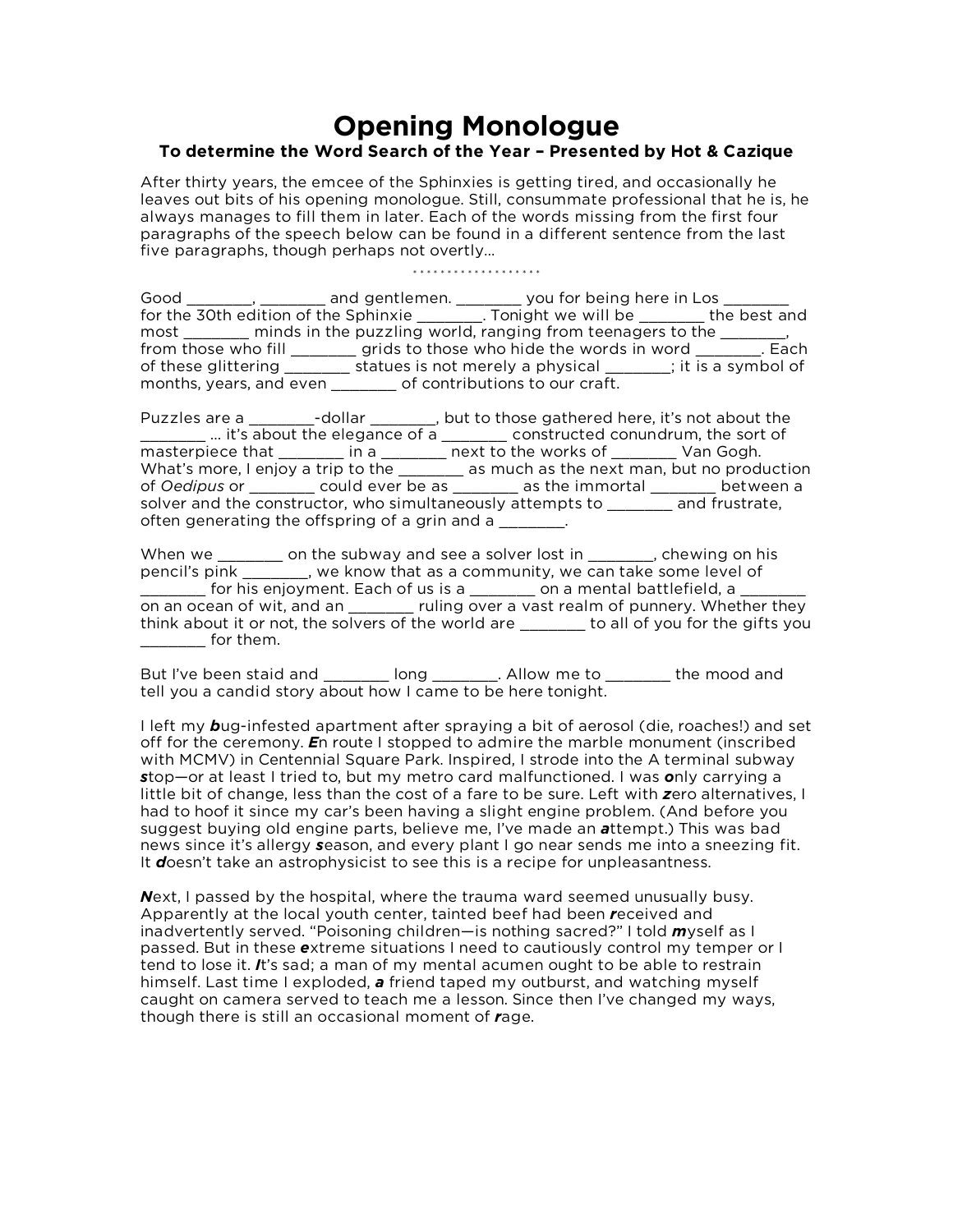# Opening Monologue

### To determine the Word Search of the Year – Presented by Hot & Cazique

After thirty years, the emcee of the Sphinxies is getting tired, and occasionally he leaves out bits of his opening monologue. Still, consummate professional that he is, he always manages to fill them in later. Each of the words missing from the first four paragraphs of the speech below can be found in a different sentence from the last five paragraphs, though perhaps not overtly…

Good ________, ________ and gentlemen. ________ you for being here in Los ________ for the 30th edition of the Sphinxie ________. Tonight we will be ________ the best and most ________ minds in the puzzling world, ranging from teenagers to the ________, from those who fill ________ grids to those who hide the words in word ________. Each of these glittering ________ statues is not merely a physical ________; it is a symbol of months, years, and even ________ of contributions to our craft.

Puzzles are a ________-dollar ________, but to those gathered here, it's not about the ________ … it's about the elegance of a ________ constructed conundrum, the sort of masterpiece that ________ in a ________ next to the works of ________ Van Gogh. What's more, I enjoy a trip to the ________ as much as the next man, but no production of *Oedipus* or ________ could ever be as ________ as the immortal ________ between a solver and the constructor, who simultaneously attempts to ________ and frustrate, often generating the offspring of a grin and a ________.

When we ________ on the subway and see a solver lost in ________, chewing on his pencil's pink ________, we know that as a community, we can take some level of ________ for his enjoyment. Each of us is a ________ on a mental battlefield, a ________ on an ocean of wit, and an ________ ruling over a vast realm of punnery. Whether they think about it or not, the solvers of the world are ________ to all of you for the gifts you ________ for them.

But I've been staid and ________ long ________. Allow me to ________ the mood and tell you a candid story about how I came to be here tonight.

I left my ***b***ug-infested apartment after spraying a bit of aerosol (die, roaches!) and set off for the ceremony. ***E***n route I stopped to admire the marble monument (inscribed with MCMV) in Centennial Square Park. Inspired, I strode into the A terminal subway ***s***top—or at least I tried to, but my metro card malfunctioned. I was ***o***nly carrying a little bit of change, less than the cost of a fare to be sure. Left with ***z***ero alternatives, I had to hoof it since my car's been having a slight engine problem. (And before you suggest buying old engine parts, believe me, I've made an ***a***ttempt.) This was bad news since it's allergy ***s***eason, and every plant I go near sends me into a sneezing fit. It ***d***oesn't take an astrophysicist to see this is a recipe for unpleasantness.

***N***ext, I passed by the hospital, where the trauma ward seemed unusually busy. Apparently at the local youth center, tainted beef had been ***r***eceived and inadvertently served. "Poisoning children—is nothing sacred?" I told ***m***yself as I passed. But in these ***e***xtreme situations I need to cautiously control my temper or I tend to lose it. ***I***t's sad; a man of my mental acumen ought to be able to restrain himself. Last time I exploded, ***a*** friend taped my outburst, and watching myself caught on camera served to teach me a lesson. Since then I've changed my ways, though there is still an occasional moment of ***r***age.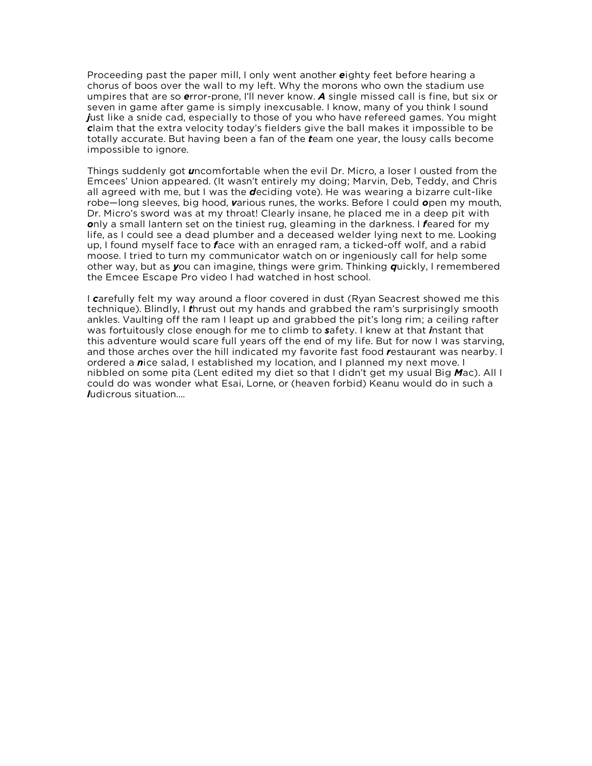Proceeding past the paper mill, I only went another ***e***ighty feet before hearing a chorus of boos over the wall to my left. Why the morons who own the stadium use umpires that are so ***e***rror-prone, I'll never know. ***A*** single missed call is fine, but six or seven in game after game is simply inexcusable. I know, many of you think I sound ***j***ust like a snide cad, especially to those of you who have refereed games. You might ***c***laim that the extra velocity today's fielders give the ball makes it impossible to be totally accurate. But having been a fan of the ***t***eam one year, the lousy calls become impossible to ignore.

Things suddenly got ***u***ncomfortable when the evil Dr. Micro, a loser I ousted from the Emcees' Union appeared. (It wasn't entirely my doing; Marvin, Deb, Teddy, and Chris all agreed with me, but I was the ***d***eciding vote). He was wearing a bizarre cult-like robe—long sleeves, big hood, ***v***arious runes, the works. Before I could ***o***pen my mouth, Dr. Micro's sword was at my throat! Clearly insane, he placed me in a deep pit with ***o***nly a small lantern set on the tiniest rug, gleaming in the darkness. I ***f***eared for my life, as I could see a dead plumber and a deceased welder lying next to me. Looking up, I found myself face to ***f***ace with an enraged ram, a ticked-off wolf, and a rabid moose. I tried to turn my communicator watch on or ingeniously call for help some other way, but as ***y***ou can imagine, things were grim. Thinking ***q***uickly, I remembered the Emcee Escape Pro video I had watched in host school.

I ***c***arefully felt my way around a floor covered in dust (Ryan Seacrest showed me this technique). Blindly, I ***t***hrust out my hands and grabbed the ram's surprisingly smooth ankles. Vaulting off the ram I leapt up and grabbed the pit's long rim; a ceiling rafter was fortuitously close enough for me to climb to ***s***afety. I knew at that ***i***nstant that this adventure would scare full years off the end of my life. But for now I was starving, and those arches over the hill indicated my favorite fast food ***r***estaurant was nearby. I ordered a ***n***ice salad, I established my location, and I planned my next move. I nibbled on some pita (Lent edited my diet so that I didn't get my usual Big ***M***ac). All I could do was wonder what Esai, Lorne, or (heaven forbid) Keanu would do in such a ***l***udicrous situation....